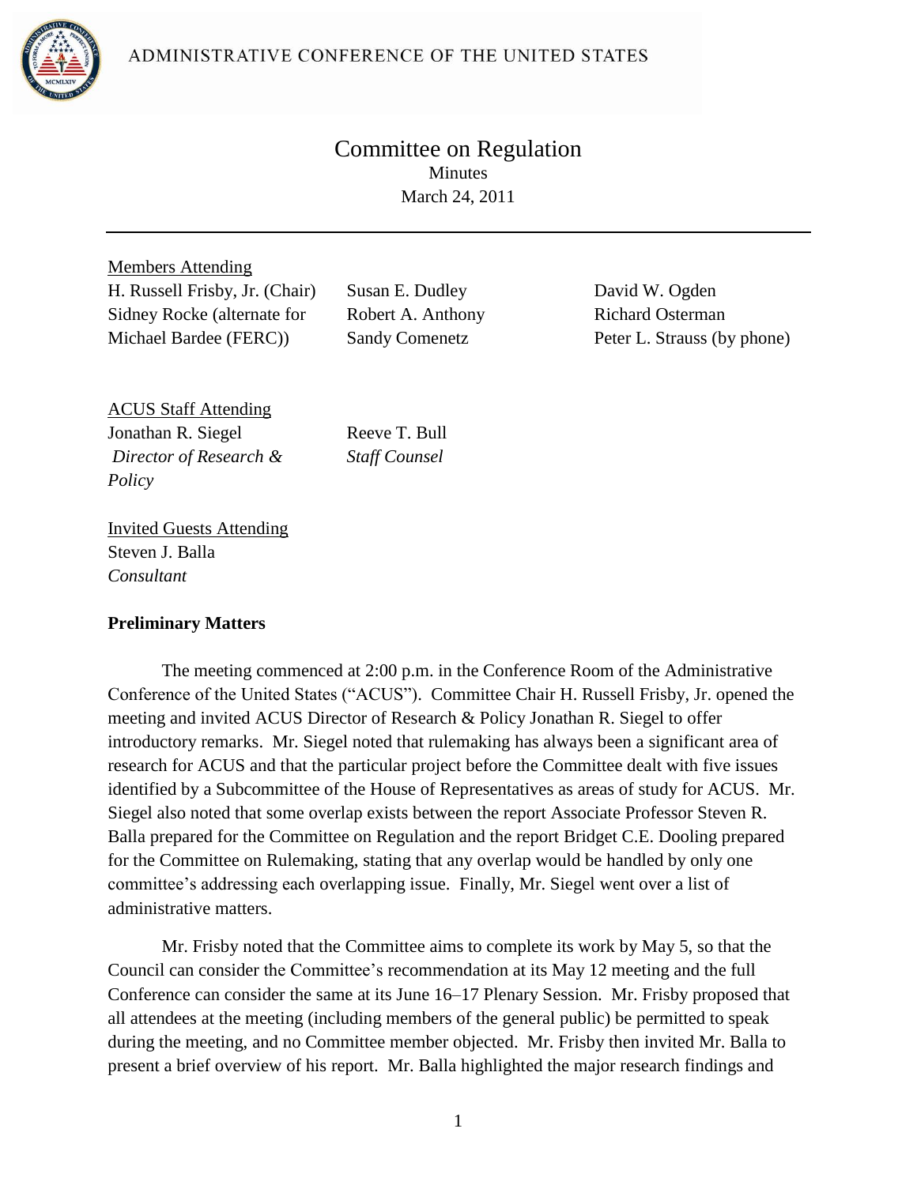ADMINISTRATIVE CONFERENCE OF THE UNITED STATES

# Committee on Regulation

Minutes

March 24, 2011

---

Members Attending

H. Russell Frisby, Jr. (Chair)
Sidney Rocke (alternate for Michael Bardee (FERC))
Susan E. Dudley
Robert A. Anthony
Sandy Comenetz
David W. Ogden
Richard Osterman
Peter L. Strauss (by phone)

ACUS Staff Attending

Jonathan R. Siegel
*Director of Research & Policy*

Reeve T. Bull
*Staff Counsel*

Invited Guests Attending

Steven J. Balla
*Consultant*

**Preliminary Matters**

The meeting commenced at 2:00 p.m. in the Conference Room of the Administrative Conference of the United States ("ACUS"). Committee Chair H. Russell Frisby, Jr. opened the meeting and invited ACUS Director of Research & Policy Jonathan R. Siegel to offer introductory remarks. Mr. Siegel noted that rulemaking has always been a significant area of research for ACUS and that the particular project before the Committee dealt with five issues identified by a Subcommittee of the House of Representatives as areas of study for ACUS. Mr. Siegel also noted that some overlap exists between the report Associate Professor Steven R. Balla prepared for the Committee on Regulation and the report Bridget C.E. Dooling prepared for the Committee on Rulemaking, stating that any overlap would be handled by only one committee's addressing each overlapping issue. Finally, Mr. Siegel went over a list of administrative matters.

Mr. Frisby noted that the Committee aims to complete its work by May 5, so that the Council can consider the Committee's recommendation at its May 12 meeting and the full Conference can consider the same at its June 16–17 Plenary Session. Mr. Frisby proposed that all attendees at the meeting (including members of the general public) be permitted to speak during the meeting, and no Committee member objected. Mr. Frisby then invited Mr. Balla to present a brief overview of his report. Mr. Balla highlighted the major research findings and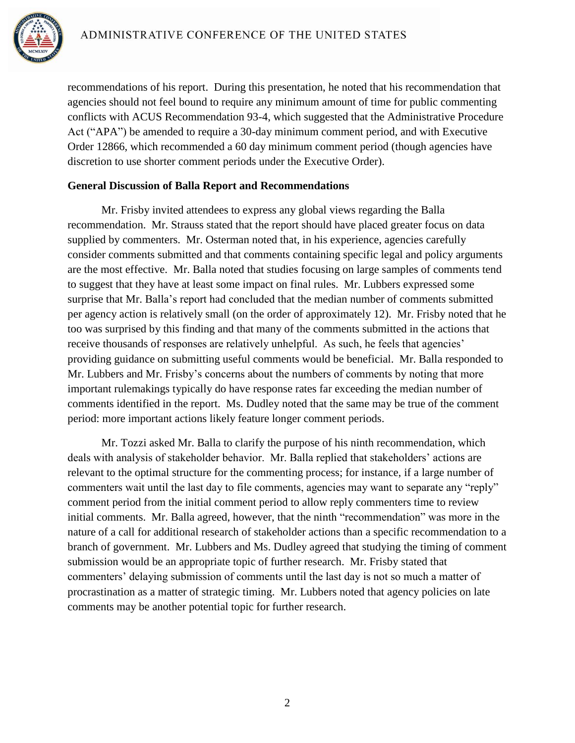recommendations of his report. During this presentation, he noted that his recommendation that agencies should not feel bound to require any minimum amount of time for public commenting conflicts with ACUS Recommendation 93-4, which suggested that the Administrative Procedure Act ("APA") be amended to require a 30-day minimum comment period, and with Executive Order 12866, which recommended a 60 day minimum comment period (though agencies have discretion to use shorter comment periods under the Executive Order).

**General Discussion of Balla Report and Recommendations**

Mr. Frisby invited attendees to express any global views regarding the Balla recommendation. Mr. Strauss stated that the report should have placed greater focus on data supplied by commenters. Mr. Osterman noted that, in his experience, agencies carefully consider comments submitted and that comments containing specific legal and policy arguments are the most effective. Mr. Balla noted that studies focusing on large samples of comments tend to suggest that they have at least some impact on final rules. Mr. Lubbers expressed some surprise that Mr. Balla's report had concluded that the median number of comments submitted per agency action is relatively small (on the order of approximately 12). Mr. Frisby noted that he too was surprised by this finding and that many of the comments submitted in the actions that receive thousands of responses are relatively unhelpful. As such, he feels that agencies' providing guidance on submitting useful comments would be beneficial. Mr. Balla responded to Mr. Lubbers and Mr. Frisby's concerns about the numbers of comments by noting that more important rulemakings typically do have response rates far exceeding the median number of comments identified in the report. Ms. Dudley noted that the same may be true of the comment period: more important actions likely feature longer comment periods.

Mr. Tozzi asked Mr. Balla to clarify the purpose of his ninth recommendation, which deals with analysis of stakeholder behavior. Mr. Balla replied that stakeholders' actions are relevant to the optimal structure for the commenting process; for instance, if a large number of commenters wait until the last day to file comments, agencies may want to separate any "reply" comment period from the initial comment period to allow reply commenters time to review initial comments. Mr. Balla agreed, however, that the ninth "recommendation" was more in the nature of a call for additional research of stakeholder actions than a specific recommendation to a branch of government. Mr. Lubbers and Ms. Dudley agreed that studying the timing of comment submission would be an appropriate topic of further research. Mr. Frisby stated that commenters' delaying submission of comments until the last day is not so much a matter of procrastination as a matter of strategic timing. Mr. Lubbers noted that agency policies on late comments may be another potential topic for further research.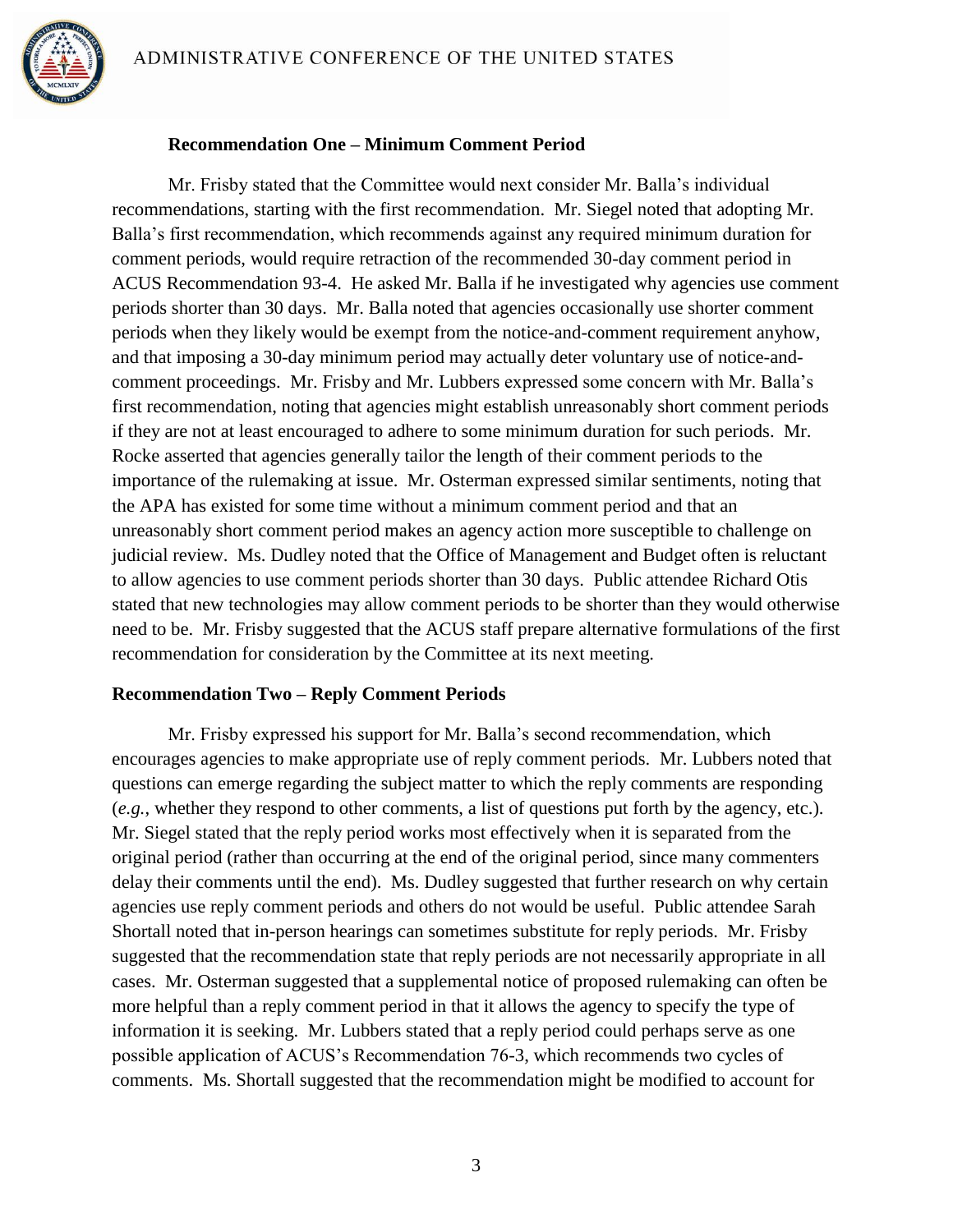### Recommendation One – Minimum Comment Period

Mr. Frisby stated that the Committee would next consider Mr. Balla's individual recommendations, starting with the first recommendation. Mr. Siegel noted that adopting Mr. Balla's first recommendation, which recommends against any required minimum duration for comment periods, would require retraction of the recommended 30-day comment period in ACUS Recommendation 93-4. He asked Mr. Balla if he investigated why agencies use comment periods shorter than 30 days. Mr. Balla noted that agencies occasionally use shorter comment periods when they likely would be exempt from the notice-and-comment requirement anyhow, and that imposing a 30-day minimum period may actually deter voluntary use of notice-and-comment proceedings. Mr. Frisby and Mr. Lubbers expressed some concern with Mr. Balla's first recommendation, noting that agencies might establish unreasonably short comment periods if they are not at least encouraged to adhere to some minimum duration for such periods. Mr. Rocke asserted that agencies generally tailor the length of their comment periods to the importance of the rulemaking at issue. Mr. Osterman expressed similar sentiments, noting that the APA has existed for some time without a minimum comment period and that an unreasonably short comment period makes an agency action more susceptible to challenge on judicial review. Ms. Dudley noted that the Office of Management and Budget often is reluctant to allow agencies to use comment periods shorter than 30 days. Public attendee Richard Otis stated that new technologies may allow comment periods to be shorter than they would otherwise need to be. Mr. Frisby suggested that the ACUS staff prepare alternative formulations of the first recommendation for consideration by the Committee at its next meeting.

### Recommendation Two – Reply Comment Periods

Mr. Frisby expressed his support for Mr. Balla's second recommendation, which encourages agencies to make appropriate use of reply comment periods. Mr. Lubbers noted that questions can emerge regarding the subject matter to which the reply comments are responding (*e.g.*, whether they respond to other comments, a list of questions put forth by the agency, etc.). Mr. Siegel stated that the reply period works most effectively when it is separated from the original period (rather than occurring at the end of the original period, since many commenters delay their comments until the end). Ms. Dudley suggested that further research on why certain agencies use reply comment periods and others do not would be useful. Public attendee Sarah Shortall noted that in-person hearings can sometimes substitute for reply periods. Mr. Frisby suggested that the recommendation state that reply periods are not necessarily appropriate in all cases. Mr. Osterman suggested that a supplemental notice of proposed rulemaking can often be more helpful than a reply comment period in that it allows the agency to specify the type of information it is seeking. Mr. Lubbers stated that a reply period could perhaps serve as one possible application of ACUS's Recommendation 76-3, which recommends two cycles of comments. Ms. Shortall suggested that the recommendation might be modified to account for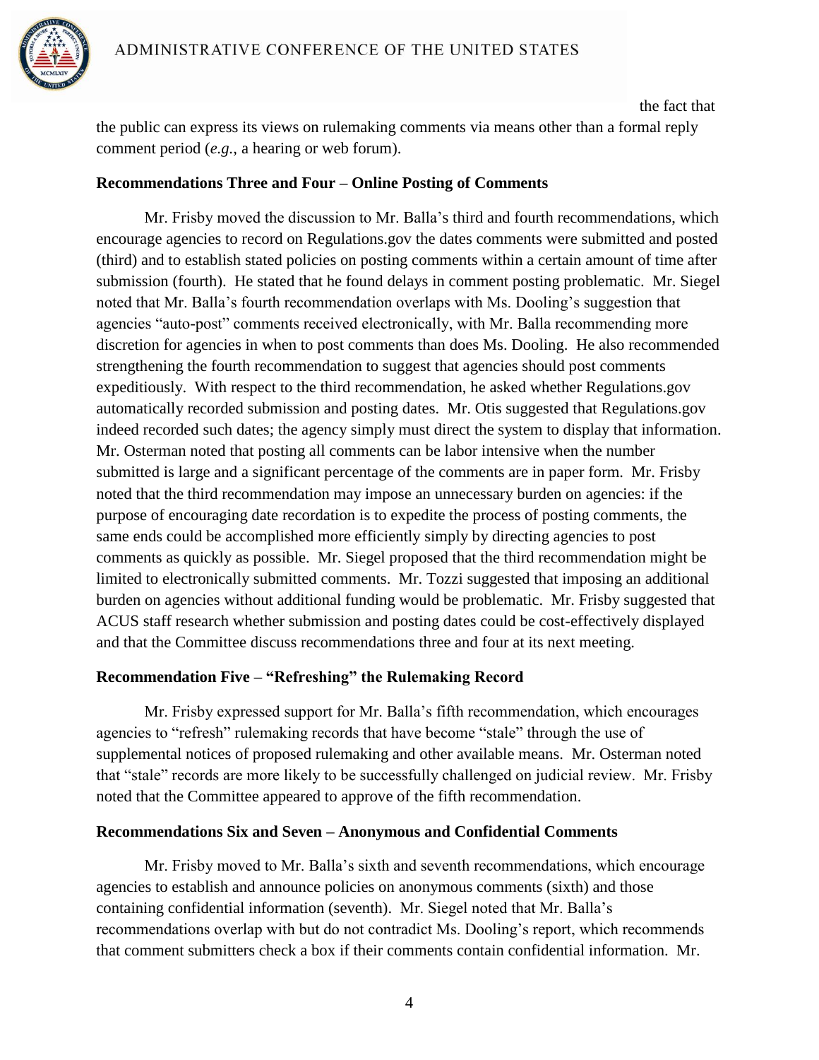the fact that the public can express its views on rulemaking comments via means other than a formal reply comment period (*e.g.*, a hearing or web forum).

### Recommendations Three and Four – Online Posting of Comments

Mr. Frisby moved the discussion to Mr. Balla's third and fourth recommendations, which encourage agencies to record on Regulations.gov the dates comments were submitted and posted (third) and to establish stated policies on posting comments within a certain amount of time after submission (fourth). He stated that he found delays in comment posting problematic. Mr. Siegel noted that Mr. Balla's fourth recommendation overlaps with Ms. Dooling's suggestion that agencies "auto-post" comments received electronically, with Mr. Balla recommending more discretion for agencies in when to post comments than does Ms. Dooling. He also recommended strengthening the fourth recommendation to suggest that agencies should post comments expeditiously. With respect to the third recommendation, he asked whether Regulations.gov automatically recorded submission and posting dates. Mr. Otis suggested that Regulations.gov indeed recorded such dates; the agency simply must direct the system to display that information. Mr. Osterman noted that posting all comments can be labor intensive when the number submitted is large and a significant percentage of the comments are in paper form. Mr. Frisby noted that the third recommendation may impose an unnecessary burden on agencies: if the purpose of encouraging date recordation is to expedite the process of posting comments, the same ends could be accomplished more efficiently simply by directing agencies to post comments as quickly as possible. Mr. Siegel proposed that the third recommendation might be limited to electronically submitted comments. Mr. Tozzi suggested that imposing an additional burden on agencies without additional funding would be problematic. Mr. Frisby suggested that ACUS staff research whether submission and posting dates could be cost-effectively displayed and that the Committee discuss recommendations three and four at its next meeting.

### Recommendation Five – "Refreshing" the Rulemaking Record

Mr. Frisby expressed support for Mr. Balla's fifth recommendation, which encourages agencies to "refresh" rulemaking records that have become "stale" through the use of supplemental notices of proposed rulemaking and other available means. Mr. Osterman noted that "stale" records are more likely to be successfully challenged on judicial review. Mr. Frisby noted that the Committee appeared to approve of the fifth recommendation.

### Recommendations Six and Seven – Anonymous and Confidential Comments

Mr. Frisby moved to Mr. Balla's sixth and seventh recommendations, which encourage agencies to establish and announce policies on anonymous comments (sixth) and those containing confidential information (seventh). Mr. Siegel noted that Mr. Balla's recommendations overlap with but do not contradict Ms. Dooling's report, which recommends that comment submitters check a box if their comments contain confidential information. Mr.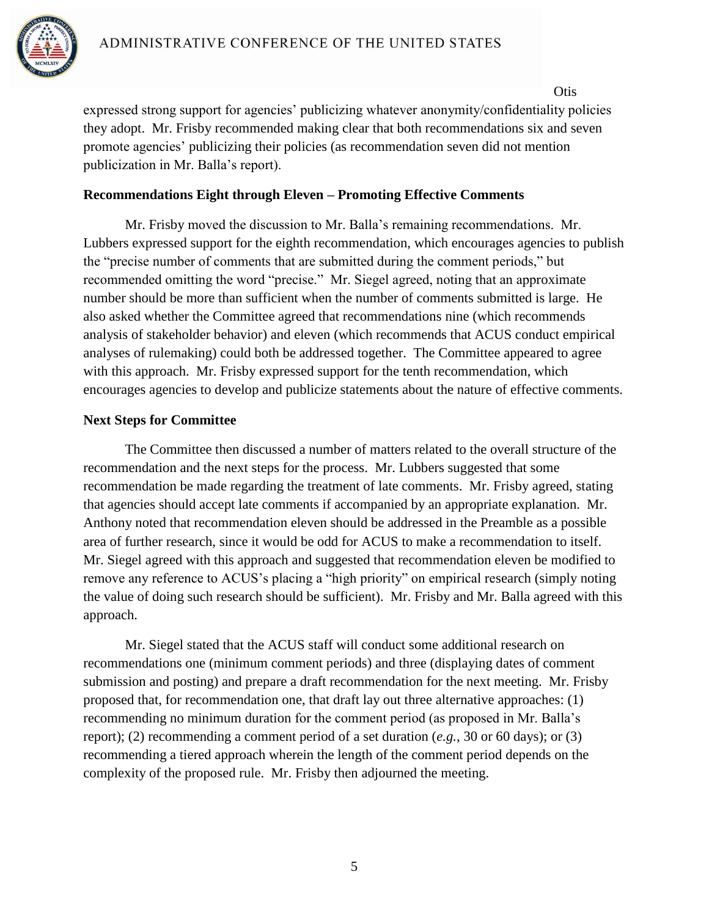Otis

expressed strong support for agencies' publicizing whatever anonymity/confidentiality policies they adopt. Mr. Frisby recommended making clear that both recommendations six and seven promote agencies' publicizing their policies (as recommendation seven did not mention publicization in Mr. Balla's report).

**Recommendations Eight through Eleven – Promoting Effective Comments**

Mr. Frisby moved the discussion to Mr. Balla's remaining recommendations. Mr. Lubbers expressed support for the eighth recommendation, which encourages agencies to publish the "precise number of comments that are submitted during the comment periods," but recommended omitting the word "precise." Mr. Siegel agreed, noting that an approximate number should be more than sufficient when the number of comments submitted is large. He also asked whether the Committee agreed that recommendations nine (which recommends analysis of stakeholder behavior) and eleven (which recommends that ACUS conduct empirical analyses of rulemaking) could both be addressed together. The Committee appeared to agree with this approach. Mr. Frisby expressed support for the tenth recommendation, which encourages agencies to develop and publicize statements about the nature of effective comments.

**Next Steps for Committee**

The Committee then discussed a number of matters related to the overall structure of the recommendation and the next steps for the process. Mr. Lubbers suggested that some recommendation be made regarding the treatment of late comments. Mr. Frisby agreed, stating that agencies should accept late comments if accompanied by an appropriate explanation. Mr. Anthony noted that recommendation eleven should be addressed in the Preamble as a possible area of further research, since it would be odd for ACUS to make a recommendation to itself. Mr. Siegel agreed with this approach and suggested that recommendation eleven be modified to remove any reference to ACUS's placing a "high priority" on empirical research (simply noting the value of doing such research should be sufficient). Mr. Frisby and Mr. Balla agreed with this approach.

Mr. Siegel stated that the ACUS staff will conduct some additional research on recommendations one (minimum comment periods) and three (displaying dates of comment submission and posting) and prepare a draft recommendation for the next meeting. Mr. Frisby proposed that, for recommendation one, that draft lay out three alternative approaches: (1) recommending no minimum duration for the comment period (as proposed in Mr. Balla's report); (2) recommending a comment period of a set duration (*e.g.*, 30 or 60 days); or (3) recommending a tiered approach wherein the length of the comment period depends on the complexity of the proposed rule. Mr. Frisby then adjourned the meeting.